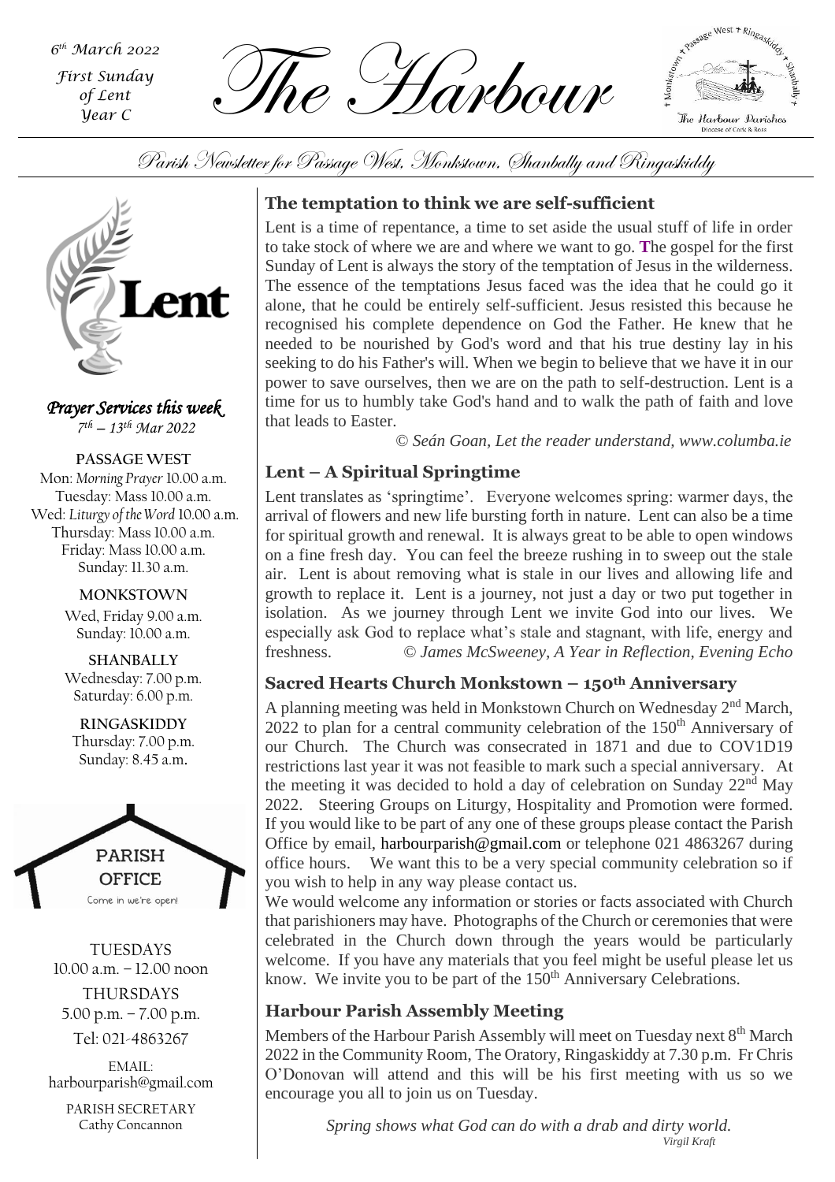*6th March 2022*
*First Sunday of Lent*
*Year C*

# The Harbour

Parish Newsletter for Passage West, Monkstown, Shanbally and Ringaskiddy

*Prayer Services this week*
*7th – 13th Mar 2022*

**PASSAGE WEST**
Mon: *Morning Prayer* 10.00 a.m.
Tuesday: Mass 10.00 a.m.
Wed: *Liturgy of the Word* 10.00 a.m.
Thursday: Mass 10.00 a.m.
Friday: Mass 10.00 a.m.
Sunday: 11.30 a.m.

**MONKSTOWN**
Wed, Friday 9.00 a.m.
Sunday: 10.00 a.m.

**SHANBALLY**
Wednesday: 7.00 p.m.
Saturday: 6.00 p.m.

**RINGASKIDDY**
Thursday: 7.00 p.m.
Sunday: 8.45 a.m.

PARISH OFFICE
Come in we're open!

TUESDAYS
10.00 a.m. – 12.00 noon

THURSDAYS
5.00 p.m. – 7.00 p.m.

Tel: 021-4863267

EMAIL:
harbourparish@gmail.com

PARISH SECRETARY
Cathy Concannon

## The temptation to think we are self-sufficient

Lent is a time of repentance, a time to set aside the usual stuff of life in order to take stock of where we are and where we want to go. The gospel for the first Sunday of Lent is always the story of the temptation of Jesus in the wilderness. The essence of the temptations Jesus faced was the idea that he could go it alone, that he could be entirely self-sufficient. Jesus resisted this because he recognised his complete dependence on God the Father. He knew that he needed to be nourished by God's word and that his true destiny lay in his seeking to do his Father's will. When we begin to believe that we have it in our power to save ourselves, then we are on the path to self-destruction. Lent is a time for us to humbly take God's hand and to walk the path of faith and love that leads to Easter.

*© Seán Goan, Let the reader understand, www.columba.ie*

## Lent – A Spiritual Springtime

Lent translates as 'springtime'. Everyone welcomes spring: warmer days, the arrival of flowers and new life bursting forth in nature. Lent can also be a time for spiritual growth and renewal. It is always great to be able to open windows on a fine fresh day. You can feel the breeze rushing in to sweep out the stale air. Lent is about removing what is stale in our lives and allowing life and growth to replace it. Lent is a journey, not just a day or two put together in isolation. As we journey through Lent we invite God into our lives. We especially ask God to replace what's stale and stagnant, with life, energy and freshness. *© James McSweeney, A Year in Reflection, Evening Echo*

## Sacred Hearts Church Monkstown – 150th Anniversary

A planning meeting was held in Monkstown Church on Wednesday 2nd March, 2022 to plan for a central community celebration of the 150th Anniversary of our Church. The Church was consecrated in 1871 and due to COV1D19 restrictions last year it was not feasible to mark such a special anniversary. At the meeting it was decided to hold a day of celebration on Sunday 22nd May 2022. Steering Groups on Liturgy, Hospitality and Promotion were formed. If you would like to be part of any one of these groups please contact the Parish Office by email, harbourparish@gmail.com or telephone 021 4863267 during office hours. We want this to be a very special community celebration so if you wish to help in any way please contact us.

We would welcome any information or stories or facts associated with Church that parishioners may have. Photographs of the Church or ceremonies that were celebrated in the Church down through the years would be particularly welcome. If you have any materials that you feel might be useful please let us know. We invite you to be part of the 150th Anniversary Celebrations.

## Harbour Parish Assembly Meeting

Members of the Harbour Parish Assembly will meet on Tuesday next 8th March 2022 in the Community Room, The Oratory, Ringaskiddy at 7.30 p.m. Fr Chris O'Donovan will attend and this will be his first meeting with us so we encourage you all to join us on Tuesday.

*Spring shows what God can do with a drab and dirty world.*
*Virgil Kraft*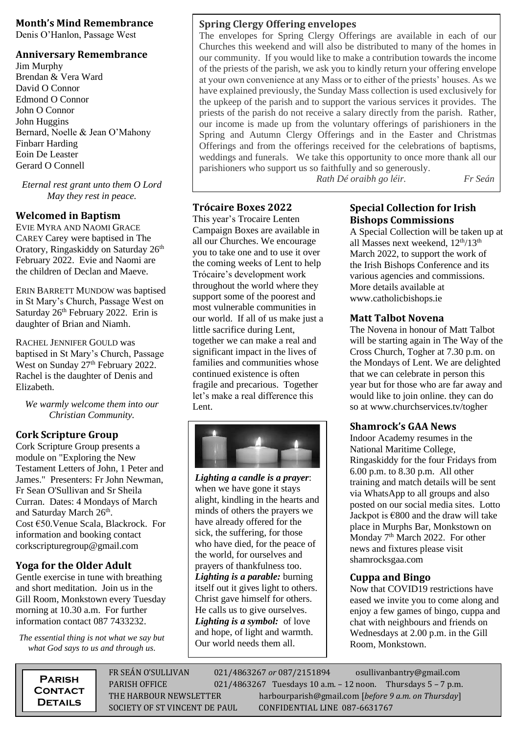## Month's Mind Remembrance

Denis O'Hanlon, Passage West

## Anniversary Remembrance

Jim Murphy
Brendan & Vera Ward
David O Connor
Edmond O Connor
John O Connor
John Huggins
Bernard, Noelle & Jean O'Mahony
Finbarr Harding
Eoin De Leaster
Gerard O Connell

*Eternal rest grant unto them O Lord*
*May they rest in peace.*

## Welcomed in Baptism

EVIE MYRA AND NAOMI GRACE CAREY Carey were baptised in The Oratory, Ringaskiddy on Saturday 26th February 2022. Evie and Naomi are the children of Declan and Maeve.

ERIN BARRETT MUNDOW was baptised in St Mary's Church, Passage West on Saturday 26th February 2022. Erin is daughter of Brian and Niamh.

RACHEL JENNIFER GOULD was baptised in St Mary's Church, Passage West on Sunday 27th February 2022. Rachel is the daughter of Denis and Elizabeth.

*We warmly welcome them into our Christian Community.*

## Cork Scripture Group

Cork Scripture Group presents a module on "Exploring the New Testament Letters of John, 1 Peter and James." Presenters: Fr John Newman, Fr Sean O'Sullivan and Sr Sheila Curran. Dates: 4 Mondays of March and Saturday March 26th.
Cost €50.Venue Scala, Blackrock. For information and booking contact corkscripturegroup@gmail.com

## Yoga for the Older Adult

Gentle exercise in tune with breathing and short meditation. Join us in the Gill Room, Monkstown every Tuesday morning at 10.30 a.m. For further information contact 087 7433232.

*The essential thing is not what we say but what God says to us and through us.*

## Spring Clergy Offering envelopes

The envelopes for Spring Clergy Offerings are available in each of our Churches this weekend and will also be distributed to many of the homes in our community. If you would like to make a contribution towards the income of the priests of the parish, we ask you to kindly return your offering envelope at your own convenience at any Mass or to either of the priests' houses. As we have explained previously, the Sunday Mass collection is used exclusively for the upkeep of the parish and to support the various services it provides. The priests of the parish do not receive a salary directly from the parish. Rather, our income is made up from the voluntary offerings of parishioners in the Spring and Autumn Clergy Offerings and in the Easter and Christmas Offerings and from the offerings received for the celebrations of baptisms, weddings and funerals. We take this opportunity to once more thank all our parishioners who support us so faithfully and so generously.

*Rath Dé oraibh go léir.* *Fr Seán*

## Trócaire Boxes 2022

This year's Trocaire Lenten Campaign Boxes are available in all our Churches. We encourage you to take one and to use it over the coming weeks of Lent to help Trócaire's development work throughout the world where they support some of the poorest and most vulnerable communities in our world. If all of us make just a little sacrifice during Lent, together we can make a real and significant impact in the lives of families and communities whose continued existence is often fragile and precarious. Together let's make a real difference this Lent.

***Lighting a candle is a prayer***: when we have gone it stays alight, kindling in the hearts and minds of others the prayers we have already offered for the sick, the suffering, for those who have died, for the peace of the world, for ourselves and prayers of thankfulness too.
***Lighting is a parable:*** burning itself out it gives light to others. Christ gave himself for others. He calls us to give ourselves.
***Lighting is a symbol:*** of love and hope, of light and warmth. Our world needs them all.

## Special Collection for Irish Bishops Commissions

A Special Collection will be taken up at all Masses next weekend, 12th/13th March 2022, to support the work of the Irish Bishops Conference and its various agencies and commissions. More details available at www.catholicbishops.ie

## Matt Talbot Novena

The Novena in honour of Matt Talbot will be starting again in The Way of the Cross Church, Togher at 7.30 p.m. on the Mondays of Lent. We are delighted that we can celebrate in person this year but for those who are far away and would like to join online. they can do so at www.churchservices.tv/togher

## Shamrock's GAA News

Indoor Academy resumes in the National Maritime College, Ringaskiddy for the four Fridays from 6.00 p.m. to 8.30 p.m. All other training and match details will be sent via WhatsApp to all groups and also posted on our social media sites. Lotto Jackpot is €800 and the draw will take place in Murphs Bar, Monkstown on Monday 7th March 2022. For other news and fixtures please visit shamrocksgaa.com

## Cuppa and Bingo

Now that COVID19 restrictions have eased we invite you to come along and enjoy a few games of bingo, cuppa and chat with neighbours and friends on Wednesdays at 2.00 p.m. in the Gill Room, Monkstown.

**Parish Contact Details**

| | | |
|---|---|---|
| FR SEÁN O'SULLIVAN | 021/4863267 *or* 087/2151894 | osullivanbantry@gmail.com |
| PARISH OFFICE | 021/4863267 Tuesdays 10 a.m. – 12 noon. | Thursdays 5 – 7 p.m. |
| THE HARBOUR NEWSLETTER | harbourparish@gmail.com [*before 9 a.m. on Thursday*] | |
| SOCIETY OF ST VINCENT DE PAUL | CONFIDENTIAL LINE 087-6631767 | |